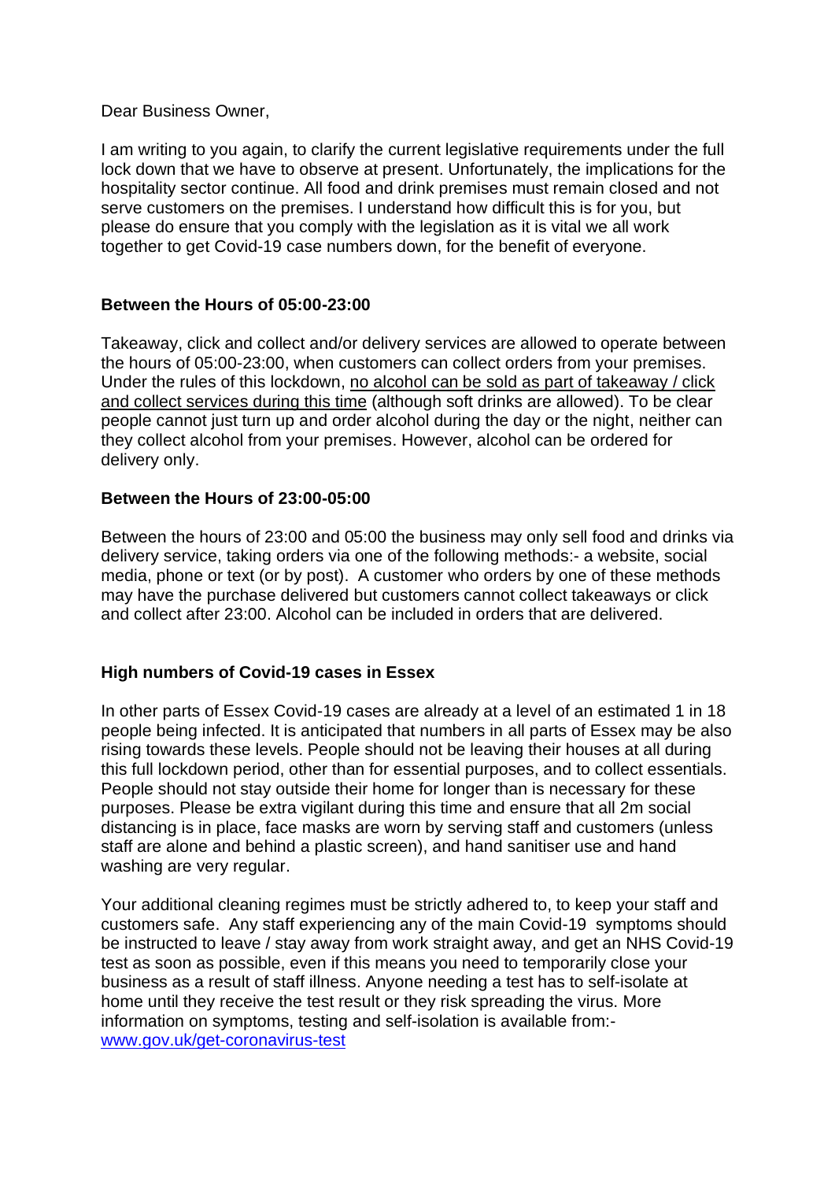Dear Business Owner,

I am writing to you again, to clarify the current legislative requirements under the full lock down that we have to observe at present. Unfortunately, the implications for the hospitality sector continue. All food and drink premises must remain closed and not serve customers on the premises. I understand how difficult this is for you, but please do ensure that you comply with the legislation as it is vital we all work together to get Covid-19 case numbers down, for the benefit of everyone.

**Between the Hours of 05:00-23:00**

Takeaway, click and collect and/or delivery services are allowed to operate between the hours of 05:00-23:00, when customers can collect orders from your premises. Under the rules of this lockdown, <u>no alcohol can be sold as part of takeaway / click and collect services during this time</u> (although soft drinks are allowed). To be clear people cannot just turn up and order alcohol during the day or the night, neither can they collect alcohol from your premises. However, alcohol can be ordered for delivery only.

**Between the Hours of 23:00-05:00**

Between the hours of 23:00 and 05:00 the business may only sell food and drinks via delivery service, taking orders via one of the following methods:- a website, social media, phone or text (or by post). A customer who orders by one of these methods may have the purchase delivered but customers cannot collect takeaways or click and collect after 23:00. Alcohol can be included in orders that are delivered.

**High numbers of Covid-19 cases in Essex**

In other parts of Essex Covid-19 cases are already at a level of an estimated 1 in 18 people being infected. It is anticipated that numbers in all parts of Essex may be also rising towards these levels. People should not be leaving their houses at all during this full lockdown period, other than for essential purposes, and to collect essentials. People should not stay outside their home for longer than is necessary for these purposes. Please be extra vigilant during this time and ensure that all 2m social distancing is in place, face masks are worn by serving staff and customers (unless staff are alone and behind a plastic screen), and hand sanitiser use and hand washing are very regular.

Your additional cleaning regimes must be strictly adhered to, to keep your staff and customers safe. Any staff experiencing any of the main Covid-19 symptoms should be instructed to leave / stay away from work straight away, and get an NHS Covid-19 test as soon as possible, even if this means you need to temporarily close your business as a result of staff illness. Anyone needing a test has to self-isolate at home until they receive the test result or they risk spreading the virus. More information on symptoms, testing and self-isolation is available from:- [www.gov.uk/get-coronavirus-test](http://www.gov.uk/get-coronavirus-test)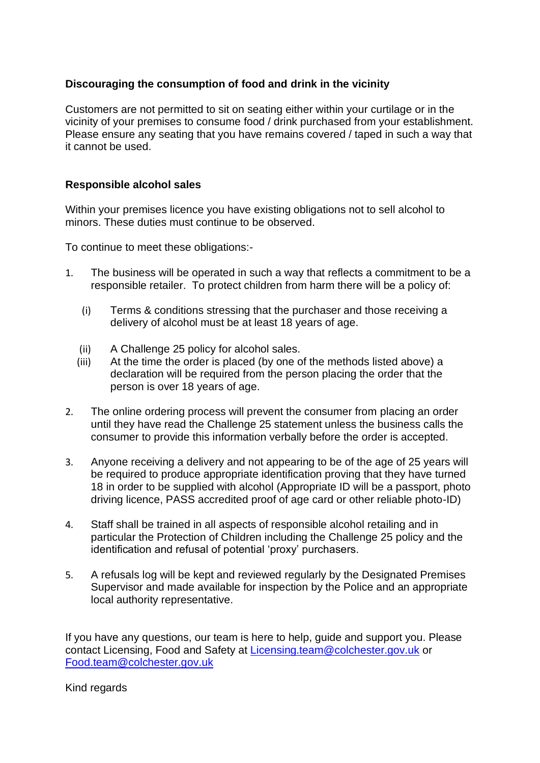**Discouraging the consumption of food and drink in the vicinity**

Customers are not permitted to sit on seating either within your curtilage or in the vicinity of your premises to consume food / drink purchased from your establishment. Please ensure any seating that you have remains covered / taped in such a way that it cannot be used.

**Responsible alcohol sales**

Within your premises licence you have existing obligations not to sell alcohol to minors. These duties must continue to be observed.

To continue to meet these obligations:-

1. The business will be operated in such a way that reflects a commitment to be a responsible retailer. To protect children from harm there will be a policy of:

    (i) Terms & conditions stressing that the purchaser and those receiving a delivery of alcohol must be at least 18 years of age.

    (ii) A Challenge 25 policy for alcohol sales.

    (iii) At the time the order is placed (by one of the methods listed above) a declaration will be required from the person placing the order that the person is over 18 years of age.

2. The online ordering process will prevent the consumer from placing an order until they have read the Challenge 25 statement unless the business calls the consumer to provide this information verbally before the order is accepted.

3. Anyone receiving a delivery and not appearing to be of the age of 25 years will be required to produce appropriate identification proving that they have turned 18 in order to be supplied with alcohol (Appropriate ID will be a passport, photo driving licence, PASS accredited proof of age card or other reliable photo-ID)

4. Staff shall be trained in all aspects of responsible alcohol retailing and in particular the Protection of Children including the Challenge 25 policy and the identification and refusal of potential 'proxy' purchasers.

5. A refusals log will be kept and reviewed regularly by the Designated Premises Supervisor and made available for inspection by the Police and an appropriate local authority representative.

If you have any questions, our team is here to help, guide and support you. Please contact Licensing, Food and Safety at Licensing.team@colchester.gov.uk or Food.team@colchester.gov.uk

Kind regards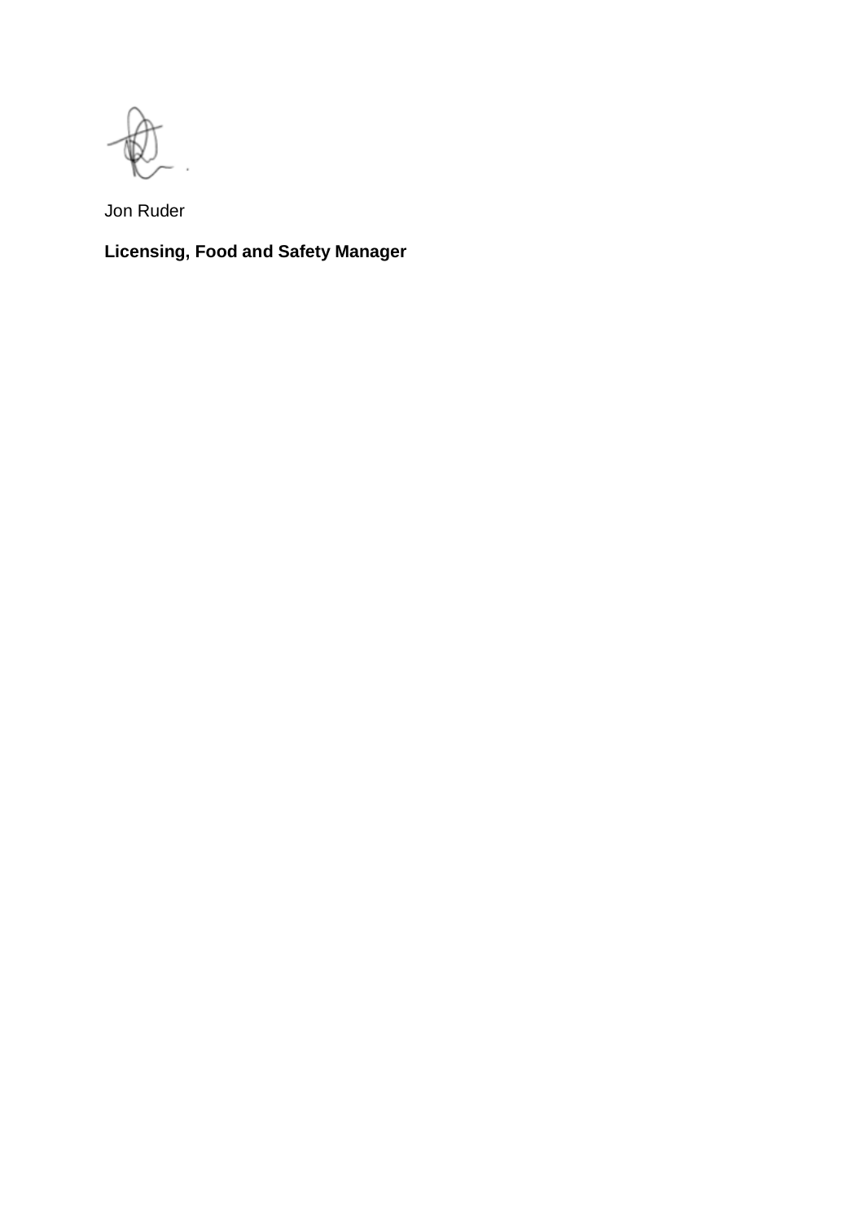Jon Ruder

**Licensing, Food and Safety Manager**